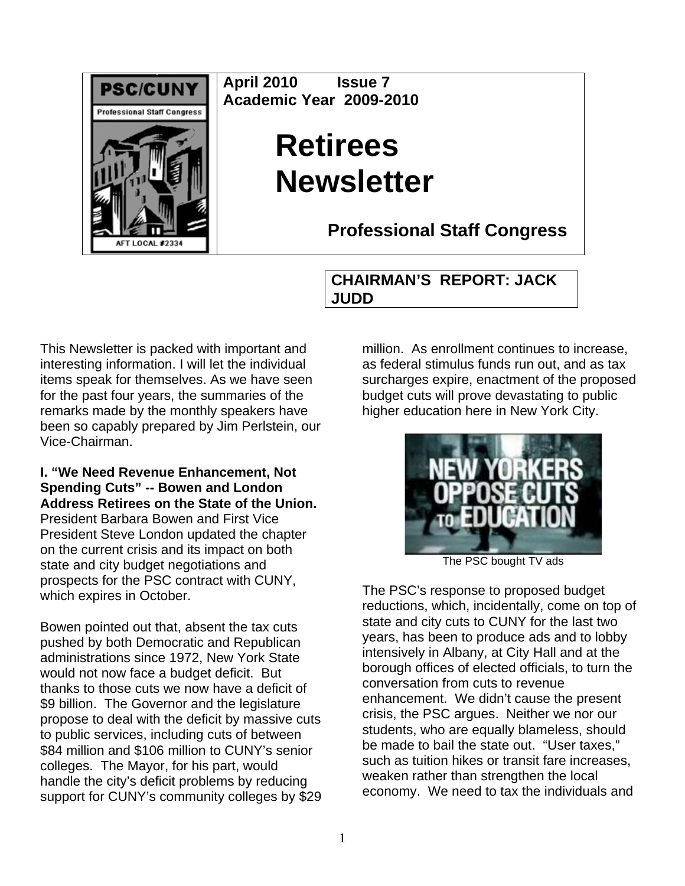April 2010 **Issue 7**
**Academic Year 2009-2010**

# Retirees Newsletter

## Professional Staff Congress

## CHAIRMAN'S REPORT: JACK JUDD

This Newsletter is packed with important and interesting information. I will let the individual items speak for themselves. As we have seen for the past four years, the summaries of the remarks made by the monthly speakers have been so capably prepared by Jim Perlstein, our Vice-Chairman.

**I. "We Need Revenue Enhancement, Not Spending Cuts" -- Bowen and London Address Retirees on the State of the Union.** President Barbara Bowen and First Vice President Steve London updated the chapter on the current crisis and its impact on both state and city budget negotiations and prospects for the PSC contract with CUNY, which expires in October.

Bowen pointed out that, absent the tax cuts pushed by both Democratic and Republican administrations since 1972, New York State would not now face a budget deficit. But thanks to those cuts we now have a deficit of $9 billion. The Governor and the legislature propose to deal with the deficit by massive cuts to public services, including cuts of between $84 million and $106 million to CUNY's senior colleges. The Mayor, for his part, would handle the city's deficit problems by reducing support for CUNY's community colleges by $29 million. As enrollment continues to increase, as federal stimulus funds run out, and as tax surcharges expire, enactment of the proposed budget cuts will prove devastating to public higher education here in New York City.

The PSC bought TV ads

The PSC's response to proposed budget reductions, which, incidentally, come on top of state and city cuts to CUNY for the last two years, has been to produce ads and to lobby intensively in Albany, at City Hall and at the borough offices of elected officials, to turn the conversation from cuts to revenue enhancement. We didn't cause the present crisis, the PSC argues. Neither we nor our students, who are equally blameless, should be made to bail the state out. "User taxes," such as tuition hikes or transit fare increases, weaken rather than strengthen the local economy. We need to tax the individuals and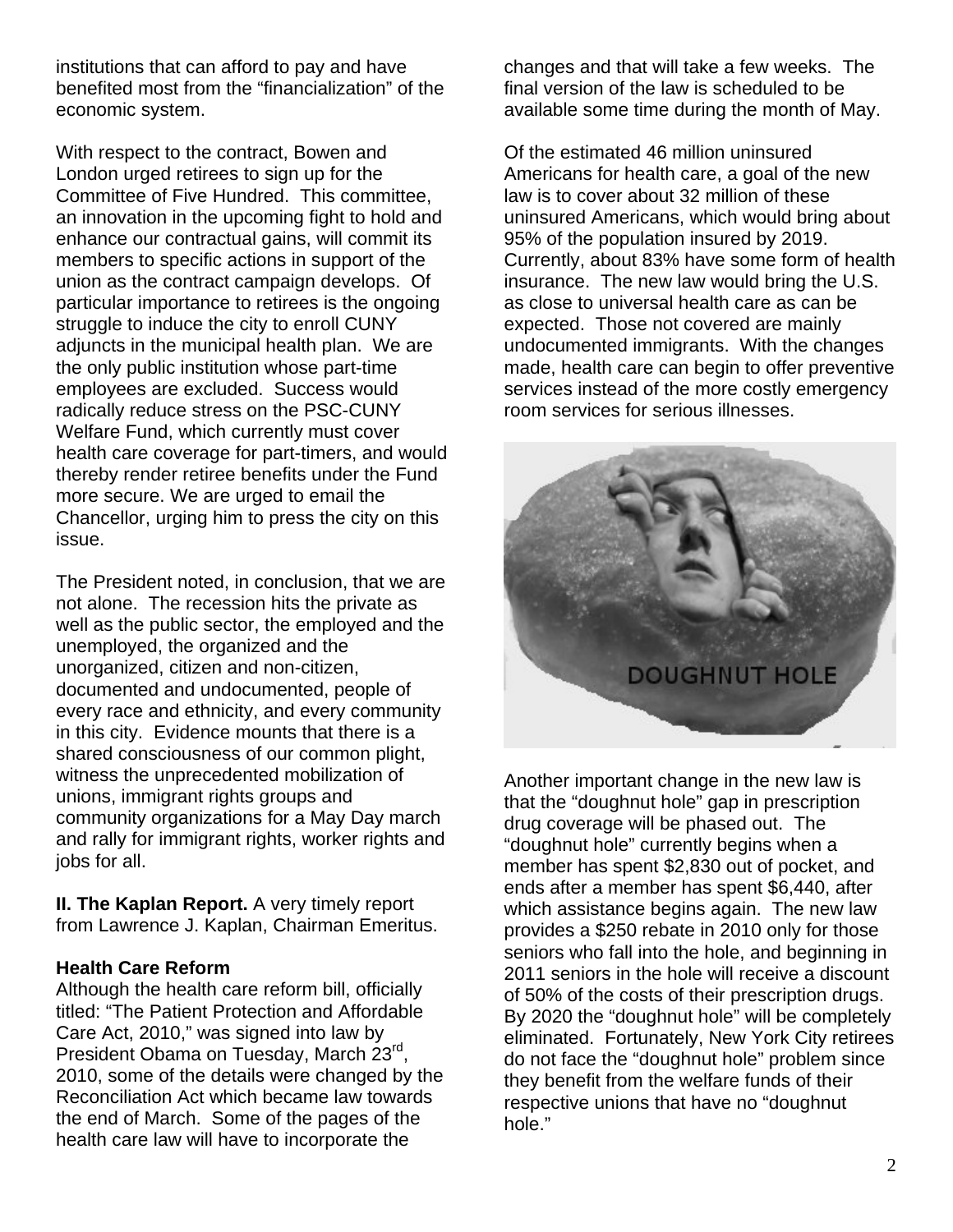institutions that can afford to pay and have benefited most from the “financialization” of the economic system.

With respect to the contract, Bowen and London urged retirees to sign up for the Committee of Five Hundred. This committee, an innovation in the upcoming fight to hold and enhance our contractual gains, will commit its members to specific actions in support of the union as the contract campaign develops. Of particular importance to retirees is the ongoing struggle to induce the city to enroll CUNY adjuncts in the municipal health plan. We are the only public institution whose part-time employees are excluded. Success would radically reduce stress on the PSC-CUNY Welfare Fund, which currently must cover health care coverage for part-timers, and would thereby render retiree benefits under the Fund more secure. We are urged to email the Chancellor, urging him to press the city on this issue.

The President noted, in conclusion, that we are not alone. The recession hits the private as well as the public sector, the employed and the unemployed, the organized and the unorganized, citizen and non-citizen, documented and undocumented, people of every race and ethnicity, and every community in this city. Evidence mounts that there is a shared consciousness of our common plight, witness the unprecedented mobilization of unions, immigrant rights groups and community organizations for a May Day march and rally for immigrant rights, worker rights and jobs for all.

**II. The Kaplan Report.** A very timely report from Lawrence J. Kaplan, Chairman Emeritus.

**Health Care Reform**

Although the health care reform bill, officially titled: “The Patient Protection and Affordable Care Act, 2010,” was signed into law by President Obama on Tuesday, March 23rd, 2010, some of the details were changed by the Reconciliation Act which became law towards the end of March. Some of the pages of the health care law will have to incorporate the changes and that will take a few weeks. The final version of the law is scheduled to be available some time during the month of May.

Of the estimated 46 million uninsured Americans for health care, a goal of the new law is to cover about 32 million of these uninsured Americans, which would bring about 95% of the population insured by 2019. Currently, about 83% have some form of health insurance. The new law would bring the U.S. as close to universal health care as can be expected. Those not covered are mainly undocumented immigrants. With the changes made, health care can begin to offer preventive services instead of the more costly emergency room services for serious illnesses.

DOUGHNUT HOLE

Another important change in the new law is that the “doughnut hole” gap in prescription drug coverage will be phased out. The “doughnut hole” currently begins when a member has spent $2,830 out of pocket, and ends after a member has spent $6,440, after which assistance begins again. The new law provides a $250 rebate in 2010 only for those seniors who fall into the hole, and beginning in 2011 seniors in the hole will receive a discount of 50% of the costs of their prescription drugs. By 2020 the “doughnut hole” will be completely eliminated. Fortunately, New York City retirees do not face the “doughnut hole” problem since they benefit from the welfare funds of their respective unions that have no “doughnut hole.”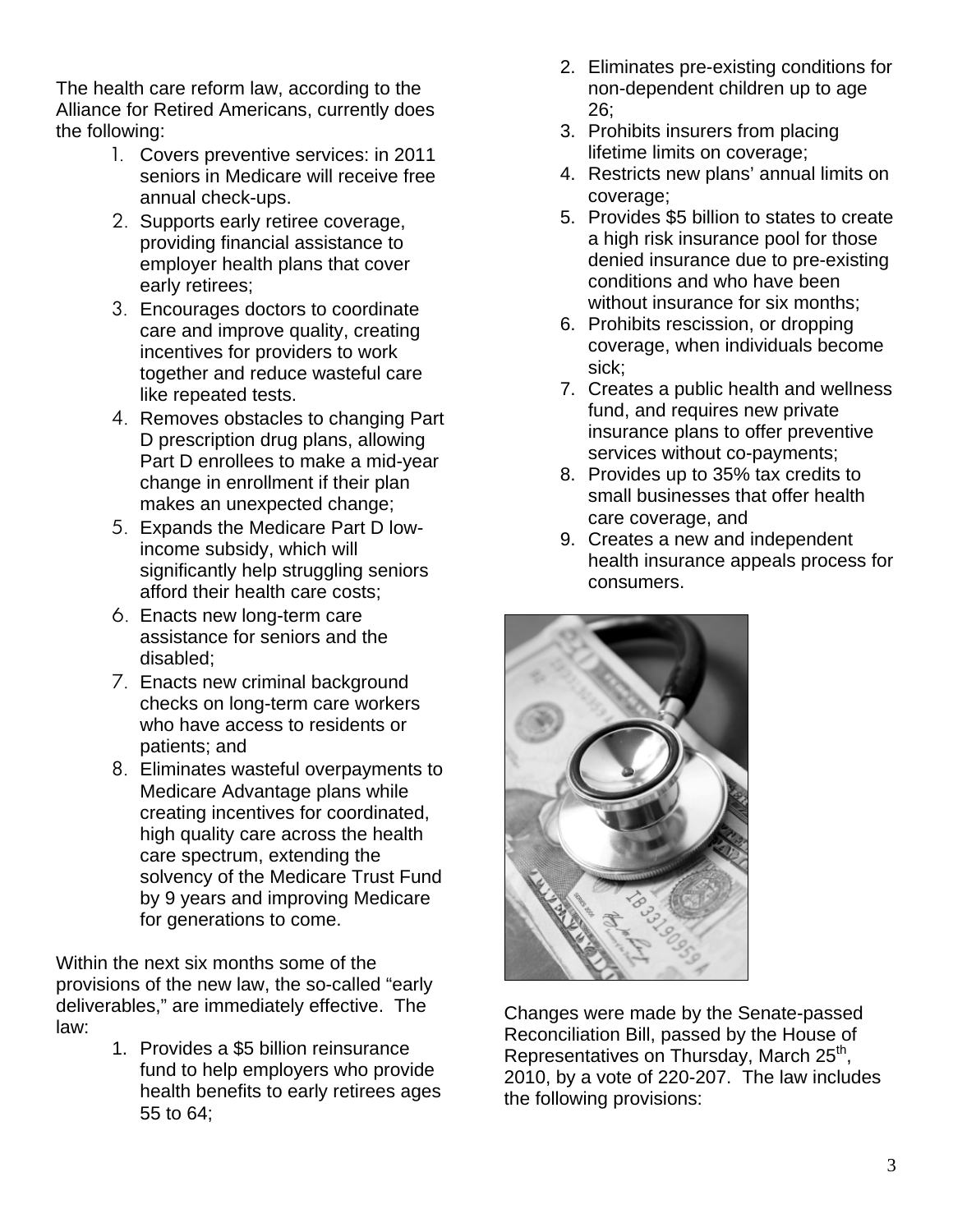The health care reform law, according to the Alliance for Retired Americans, currently does the following:

1. Covers preventive services: in 2011 seniors in Medicare will receive free annual check-ups.
2. Supports early retiree coverage, providing financial assistance to employer health plans that cover early retirees;
3. Encourages doctors to coordinate care and improve quality, creating incentives for providers to work together and reduce wasteful care like repeated tests.
4. Removes obstacles to changing Part D prescription drug plans, allowing Part D enrollees to make a mid-year change in enrollment if their plan makes an unexpected change;
5. Expands the Medicare Part D low-income subsidy, which will significantly help struggling seniors afford their health care costs;
6. Enacts new long-term care assistance for seniors and the disabled;
7. Enacts new criminal background checks on long-term care workers who have access to residents or patients; and
8. Eliminates wasteful overpayments to Medicare Advantage plans while creating incentives for coordinated, high quality care across the health care spectrum, extending the solvency of the Medicare Trust Fund by 9 years and improving Medicare for generations to come.

Within the next six months some of the provisions of the new law, the so-called "early deliverables," are immediately effective. The law:

1. Provides a $5 billion reinsurance fund to help employers who provide health benefits to early retirees ages 55 to 64;
2. Eliminates pre-existing conditions for non-dependent children up to age 26;
3. Prohibits insurers from placing lifetime limits on coverage;
4. Restricts new plans' annual limits on coverage;
5. Provides $5 billion to states to create a high risk insurance pool for those denied insurance due to pre-existing conditions and who have been without insurance for six months;
6. Prohibits rescission, or dropping coverage, when individuals become sick;
7. Creates a public health and wellness fund, and requires new private insurance plans to offer preventive services without co-payments;
8. Provides up to 35% tax credits to small businesses that offer health care coverage, and
9. Creates a new and independent health insurance appeals process for consumers.

Changes were made by the Senate-passed Reconciliation Bill, passed by the House of Representatives on Thursday, March 25th, 2010, by a vote of 220-207. The law includes the following provisions: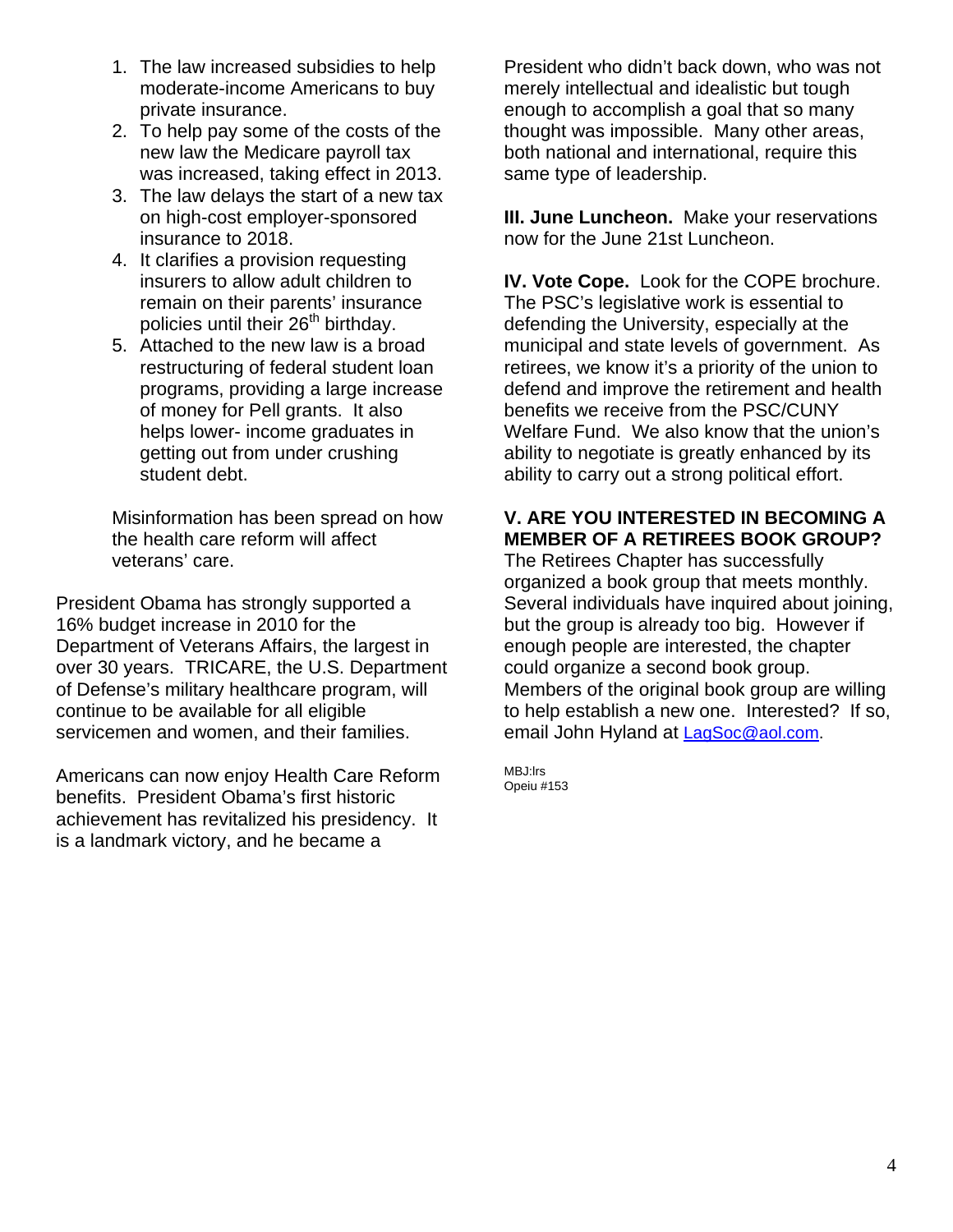1. The law increased subsidies to help moderate-income Americans to buy private insurance.
2. To help pay some of the costs of the new law the Medicare payroll tax was increased, taking effect in 2013.
3. The law delays the start of a new tax on high-cost employer-sponsored insurance to 2018.
4. It clarifies a provision requesting insurers to allow adult children to remain on their parents' insurance policies until their 26th birthday.
5. Attached to the new law is a broad restructuring of federal student loan programs, providing a large increase of money for Pell grants. It also helps lower- income graduates in getting out from under crushing student debt.

Misinformation has been spread on how the health care reform will affect veterans' care.

President Obama has strongly supported a 16% budget increase in 2010 for the Department of Veterans Affairs, the largest in over 30 years. TRICARE, the U.S. Department of Defense's military healthcare program, will continue to be available for all eligible servicemen and women, and their families.

Americans can now enjoy Health Care Reform benefits. President Obama's first historic achievement has revitalized his presidency. It is a landmark victory, and he became a President who didn't back down, who was not merely intellectual and idealistic but tough enough to accomplish a goal that so many thought was impossible. Many other areas, both national and international, require this same type of leadership.

**III. June Luncheon.** Make your reservations now for the June 21st Luncheon.

**IV. Vote Cope.** Look for the COPE brochure. The PSC's legislative work is essential to defending the University, especially at the municipal and state levels of government. As retirees, we know it's a priority of the union to defend and improve the retirement and health benefits we receive from the PSC/CUNY Welfare Fund. We also know that the union's ability to negotiate is greatly enhanced by its ability to carry out a strong political effort.

**V. ARE YOU INTERESTED IN BECOMING A MEMBER OF A RETIREES BOOK GROUP?**

The Retirees Chapter has successfully organized a book group that meets monthly. Several individuals have inquired about joining, but the group is already too big. However if enough people are interested, the chapter could organize a second book group. Members of the original book group are willing to help establish a new one. Interested? If so, email John Hyland at LagSoc@aol.com.

MBJ:lrs
Opeiu #153